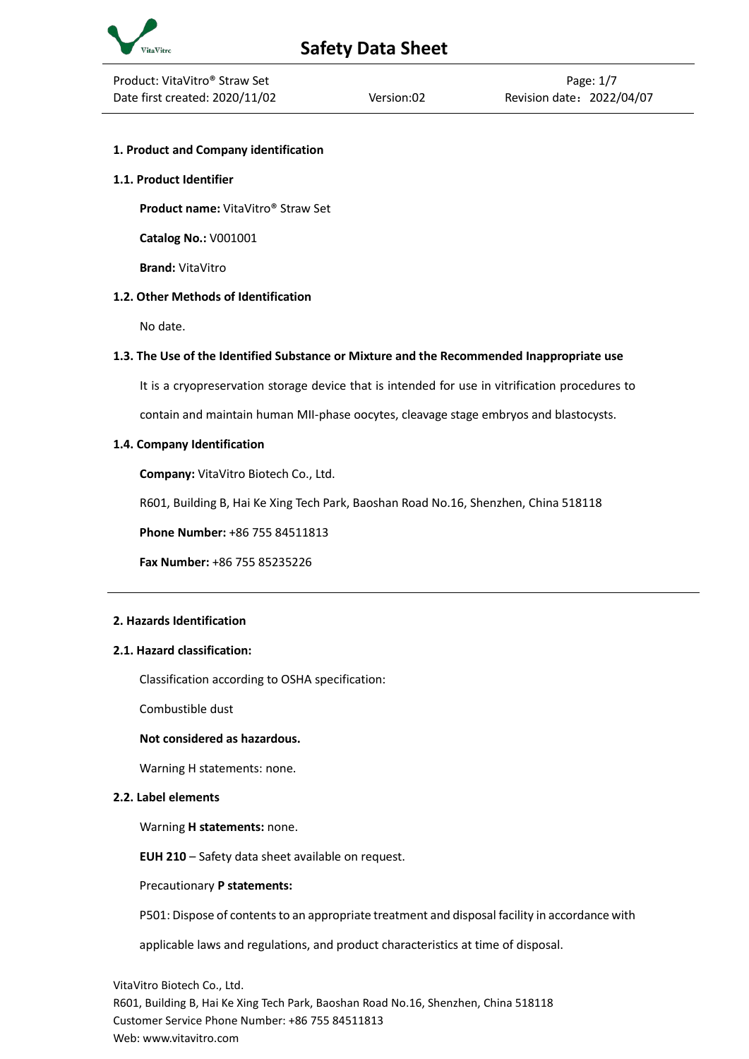# Safety Data Sheet

Product: VitaVitro® Straw Set
Date first created: 2020/11/02
Version:02
Revision date：2022/04/07

## 1. Product and Company identification

### 1.1. Product Identifier

**Product name:** VitaVitro® Straw Set

**Catalog No.:** V001001

**Brand:** VitaVitro

### 1.2. Other Methods of Identification

No date.

### 1.3. The Use of the Identified Substance or Mixture and the Recommended Inappropriate use

It is a cryopreservation storage device that is intended for use in vitrification procedures to contain and maintain human MII-phase oocytes, cleavage stage embryos and blastocysts.

### 1.4. Company Identification

**Company:** VitaVitro Biotech Co., Ltd.

R601, Building B, Hai Ke Xing Tech Park, Baoshan Road No.16, Shenzhen, China 518118

**Phone Number:** +86 755 84511813

**Fax Number:** +86 755 85235226

---

## 2. Hazards Identification

### 2.1. Hazard classification:

Classification according to OSHA specification:

Combustible dust

**Not considered as hazardous.**

Warning H statements: none.

### 2.2. Label elements

Warning **H statements:** none.

**EUH 210** – Safety data sheet available on request.

Precautionary **P statements:**

P501: Dispose of contents to an appropriate treatment and disposal facility in accordance with applicable laws and regulations, and product characteristics at time of disposal.

VitaVitro Biotech Co., Ltd.
R601, Building B, Hai Ke Xing Tech Park, Baoshan Road No.16, Shenzhen, China 518118
Customer Service Phone Number: +86 755 84511813
Web: www.vitavitro.com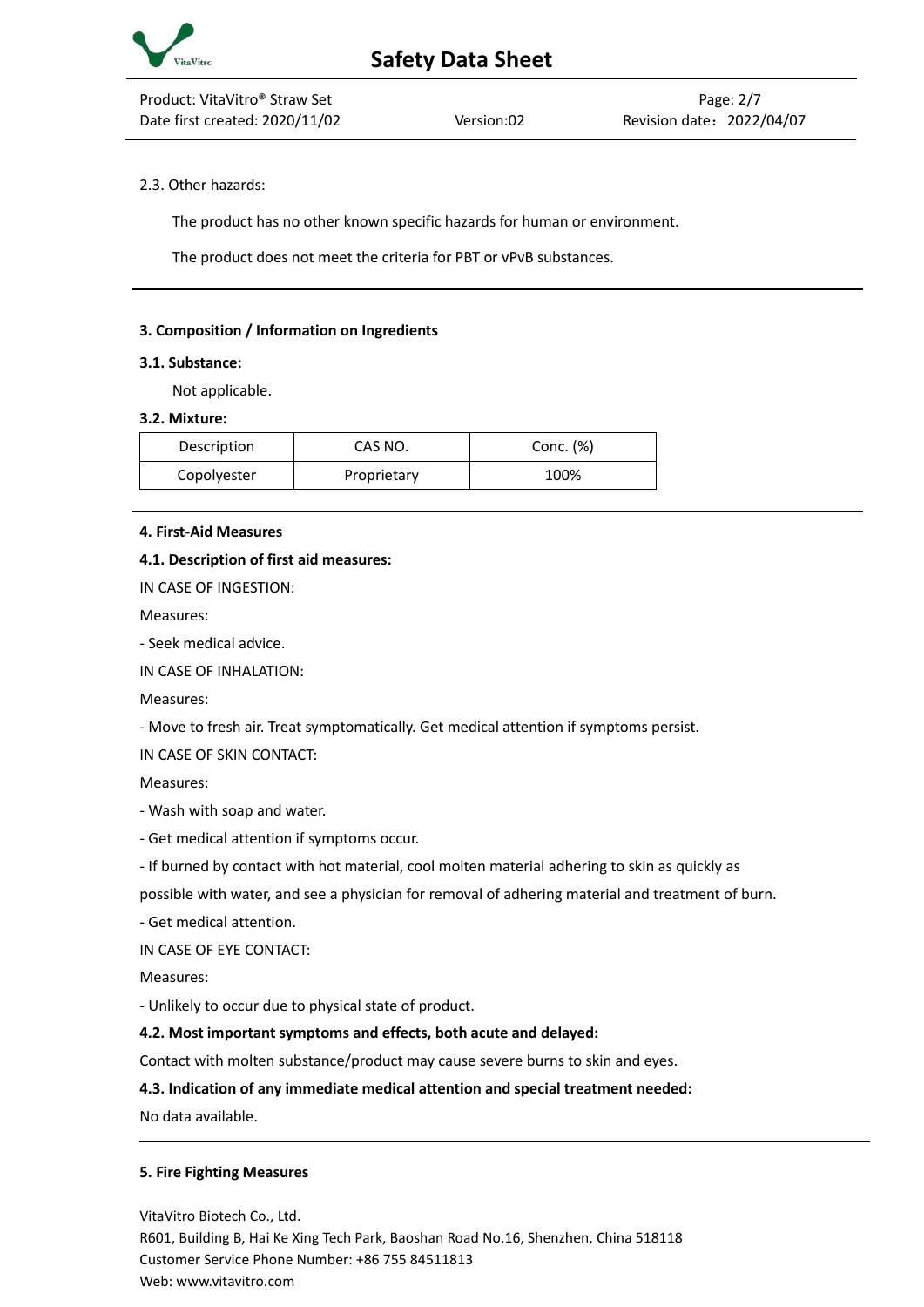2.3. Other hazards:

The product has no other known specific hazards for human or environment.

The product does not meet the criteria for PBT or vPvB substances.

## 3. Composition / Information on Ingredients

### 3.1. Substance:

Not applicable.

### 3.2. Mixture:

| Description | CAS NO. | Conc. (%) |
| --- | --- | --- |
| Copolyester | Proprietary | 100% |

## 4. First-Aid Measures

### 4.1. Description of first aid measures:

IN CASE OF INGESTION:

Measures:

- Seek medical advice.

IN CASE OF INHALATION:

Measures:

- Move to fresh air. Treat symptomatically. Get medical attention if symptoms persist.

IN CASE OF SKIN CONTACT:

Measures:

- Wash with soap and water.
- Get medical attention if symptoms occur.
- If burned by contact with hot material, cool molten material adhering to skin as quickly as possible with water, and see a physician for removal of adhering material and treatment of burn.
- Get medical attention.

IN CASE OF EYE CONTACT:

Measures:

- Unlikely to occur due to physical state of product.

### 4.2. Most important symptoms and effects, both acute and delayed:

Contact with molten substance/product may cause severe burns to skin and eyes.

### 4.3. Indication of any immediate medical attention and special treatment needed:

No data available.

## 5. Fire Fighting Measures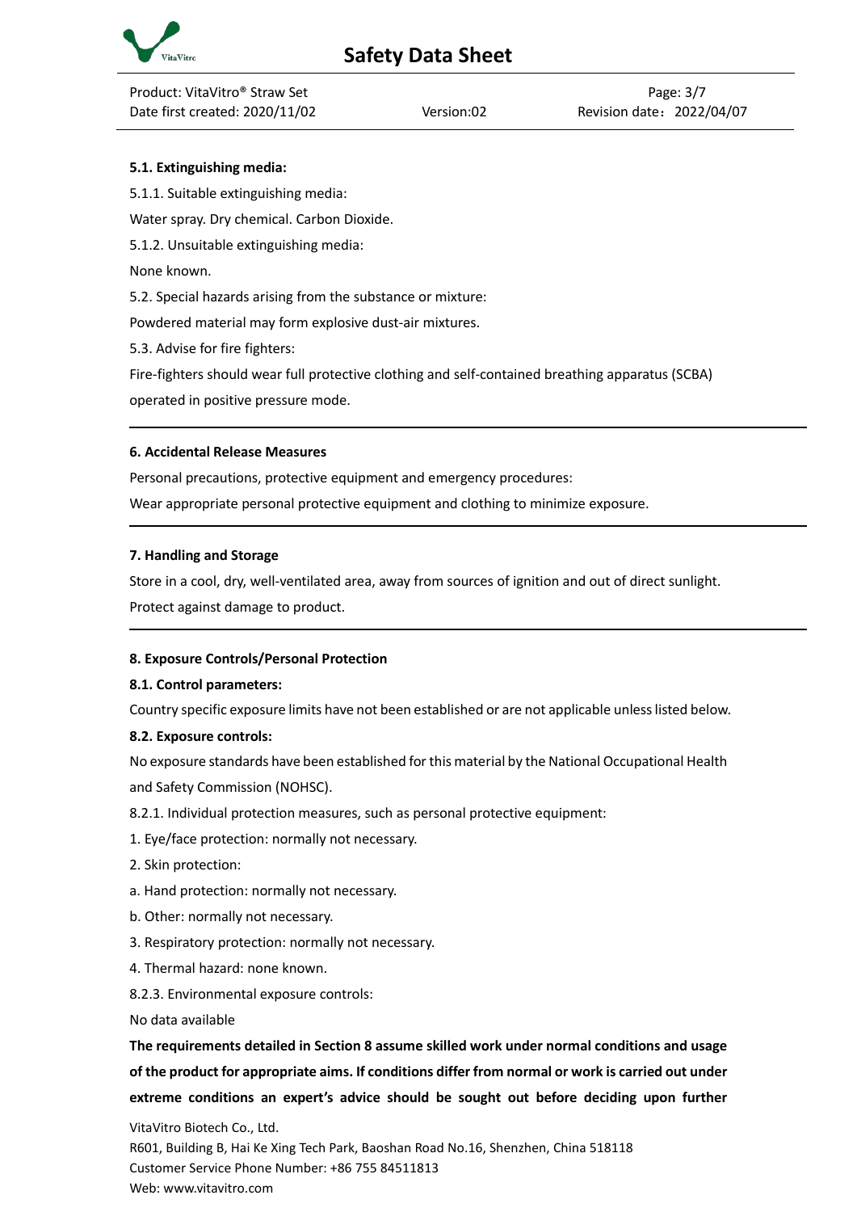**5.1. Extinguishing media:**

5.1.1. Suitable extinguishing media:

Water spray. Dry chemical. Carbon Dioxide.

5.1.2. Unsuitable extinguishing media:

None known.

5.2. Special hazards arising from the substance or mixture:

Powdered material may form explosive dust-air mixtures.

5.3. Advise for fire fighters:

Fire-fighters should wear full protective clothing and self-contained breathing apparatus (SCBA) operated in positive pressure mode.

---

## 6. Accidental Release Measures

Personal precautions, protective equipment and emergency procedures:

Wear appropriate personal protective equipment and clothing to minimize exposure.

---

## 7. Handling and Storage

Store in a cool, dry, well-ventilated area, away from sources of ignition and out of direct sunlight.

Protect against damage to product.

---

## 8. Exposure Controls/Personal Protection

**8.1. Control parameters:**

Country specific exposure limits have not been established or are not applicable unless listed below.

**8.2. Exposure controls:**

No exposure standards have been established for this material by the National Occupational Health and Safety Commission (NOHSC).

8.2.1. Individual protection measures, such as personal protective equipment:

1. Eye/face protection: normally not necessary.
2. Skin protection:

a. Hand protection: normally not necessary.

b. Other: normally not necessary.

3. Respiratory protection: normally not necessary.
4. Thermal hazard: none known.

8.2.3. Environmental exposure controls:

No data available

**The requirements detailed in Section 8 assume skilled work under normal conditions and usage of the product for appropriate aims. If conditions differ from normal or work is carried out under extreme conditions an expert's advice should be sought out before deciding upon further**

VitaVitro Biotech Co., Ltd.
R601, Building B, Hai Ke Xing Tech Park, Baoshan Road No.16, Shenzhen, China 518118
Customer Service Phone Number: +86 755 84511813
Web: www.vitavitro.com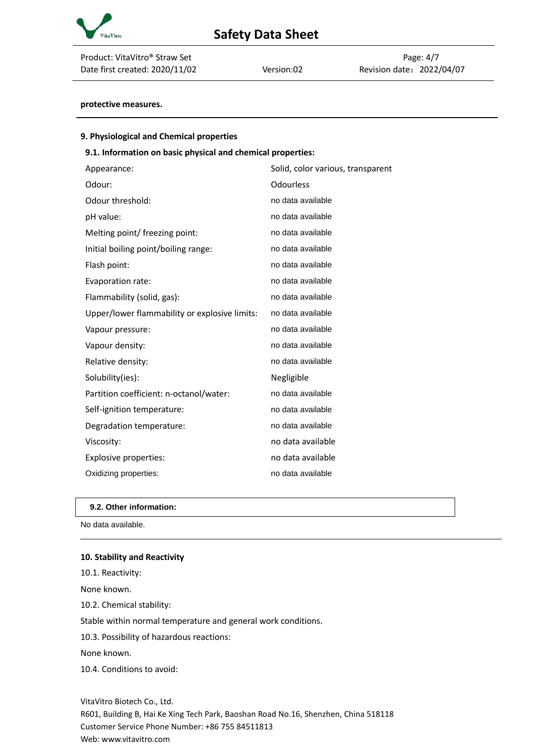**protective measures.**

## 9. Physiological and Chemical properties

### 9.1. Information on basic physical and chemical properties:

| Property | Value |
|---|---|
| Appearance: | Solid, color various, transparent |
| Odour: | Odourless |
| Odour threshold: | no data available |
| pH value: | no data available |
| Melting point/ freezing point: | no data available |
| Initial boiling point/boiling range: | no data available |
| Flash point: | no data available |
| Evaporation rate: | no data available |
| Flammability (solid, gas): | no data available |
| Upper/lower flammability or explosive limits: | no data available |
| Vapour pressure: | no data available |
| Vapour density: | no data available |
| Relative density: | no data available |
| Solubility(ies): | Negligible |
| Partition coefficient: n-octanol/water: | no data available |
| Self-ignition temperature: | no data available |
| Degradation temperature: | no data available |
| Viscosity: | no data available |
| Explosive properties: | no data available |
| Oxidizing properties: | no data available |

### 9.2. Other information:

No data available.

## 10. Stability and Reactivity

10.1. Reactivity:

None known.

10.2. Chemical stability:

Stable within normal temperature and general work conditions.

10.3. Possibility of hazardous reactions:

None known.

10.4. Conditions to avoid: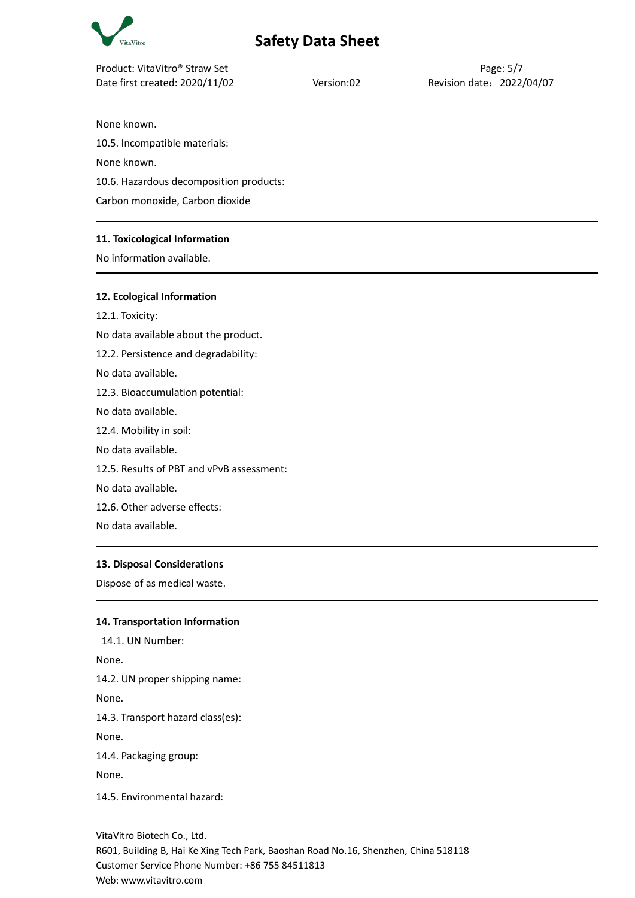None known.

10.5. Incompatible materials:

None known.

10.6. Hazardous decomposition products:

Carbon monoxide, Carbon dioxide

---

**11. Toxicological Information**

No information available.

---

**12. Ecological Information**

12.1. Toxicity:

No data available about the product.

12.2. Persistence and degradability:

No data available.

12.3. Bioaccumulation potential:

No data available.

12.4. Mobility in soil:

No data available.

12.5. Results of PBT and vPvB assessment:

No data available.

12.6. Other adverse effects:

No data available.

---

**13. Disposal Considerations**

Dispose of as medical waste.

---

**14. Transportation Information**

14.1. UN Number:

None.

14.2. UN proper shipping name:

None.

14.3. Transport hazard class(es):

None.

14.4. Packaging group:

None.

14.5. Environmental hazard:

VitaVitro Biotech Co., Ltd.
R601, Building B, Hai Ke Xing Tech Park, Baoshan Road No.16, Shenzhen, China 518118
Customer Service Phone Number: +86 755 84511813
Web: www.vitavitro.com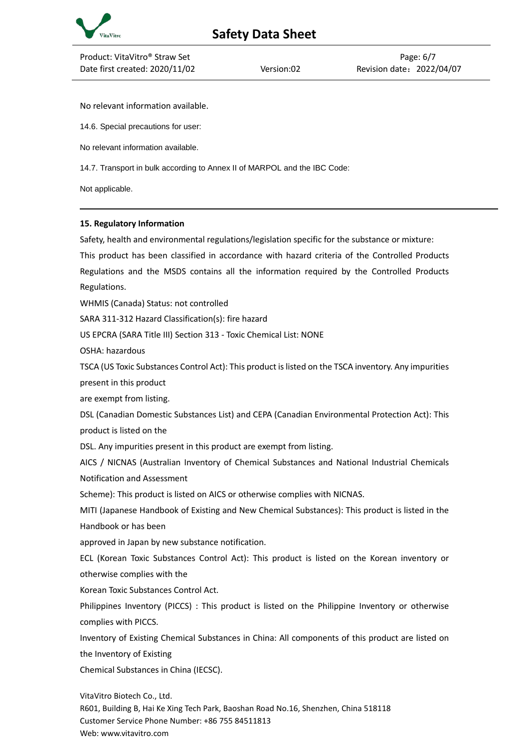No relevant information available.

14.6. Special precautions for user:

No relevant information available.

14.7. Transport in bulk according to Annex II of MARPOL and the IBC Code:

Not applicable.

---

**15. Regulatory Information**

Safety, health and environmental regulations/legislation specific for the substance or mixture:

This product has been classified in accordance with hazard criteria of the Controlled Products Regulations and the MSDS contains all the information required by the Controlled Products Regulations.

WHMIS (Canada) Status: not controlled

SARA 311-312 Hazard Classification(s): fire hazard

US EPCRA (SARA Title III) Section 313 - Toxic Chemical List: NONE

OSHA: hazardous

TSCA (US Toxic Substances Control Act): This product is listed on the TSCA inventory. Any impurities present in this product are exempt from listing.

DSL (Canadian Domestic Substances List) and CEPA (Canadian Environmental Protection Act): This product is listed on the DSL. Any impurities present in this product are exempt from listing.

AICS / NICNAS (Australian Inventory of Chemical Substances and National Industrial Chemicals Notification and Assessment Scheme): This product is listed on AICS or otherwise complies with NICNAS.

MITI (Japanese Handbook of Existing and New Chemical Substances): This product is listed in the Handbook or has been approved in Japan by new substance notification.

ECL (Korean Toxic Substances Control Act): This product is listed on the Korean inventory or otherwise complies with the Korean Toxic Substances Control Act.

Philippines Inventory (PICCS) : This product is listed on the Philippine Inventory or otherwise complies with PICCS.

Inventory of Existing Chemical Substances in China: All components of this product are listed on the Inventory of Existing Chemical Substances in China (IECSC).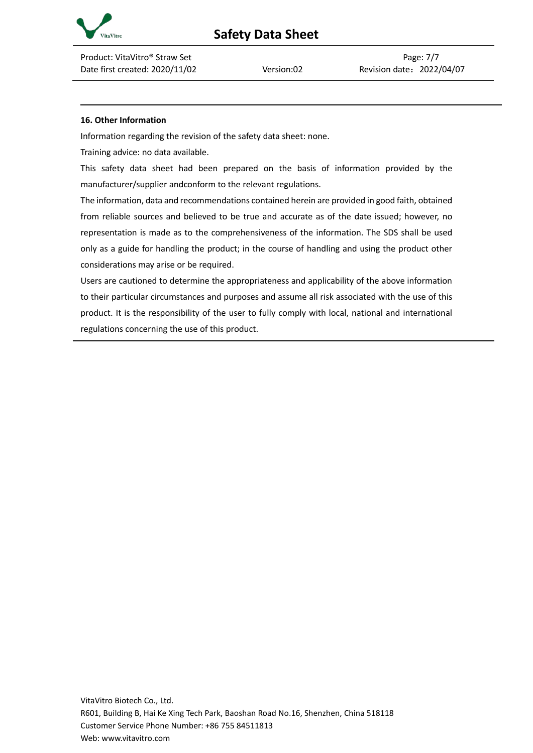## 16. Other Information

Information regarding the revision of the safety data sheet: none.

Training advice: no data available.

This safety data sheet had been prepared on the basis of information provided by the manufacturer/supplier andconform to the relevant regulations.

The information, data and recommendations contained herein are provided in good faith, obtained from reliable sources and believed to be true and accurate as of the date issued; however, no representation is made as to the comprehensiveness of the information. The SDS shall be used only as a guide for handling the product; in the course of handling and using the product other considerations may arise or be required.

Users are cautioned to determine the appropriateness and applicability of the above information to their particular circumstances and purposes and assume all risk associated with the use of this product. It is the responsibility of the user to fully comply with local, national and international regulations concerning the use of this product.